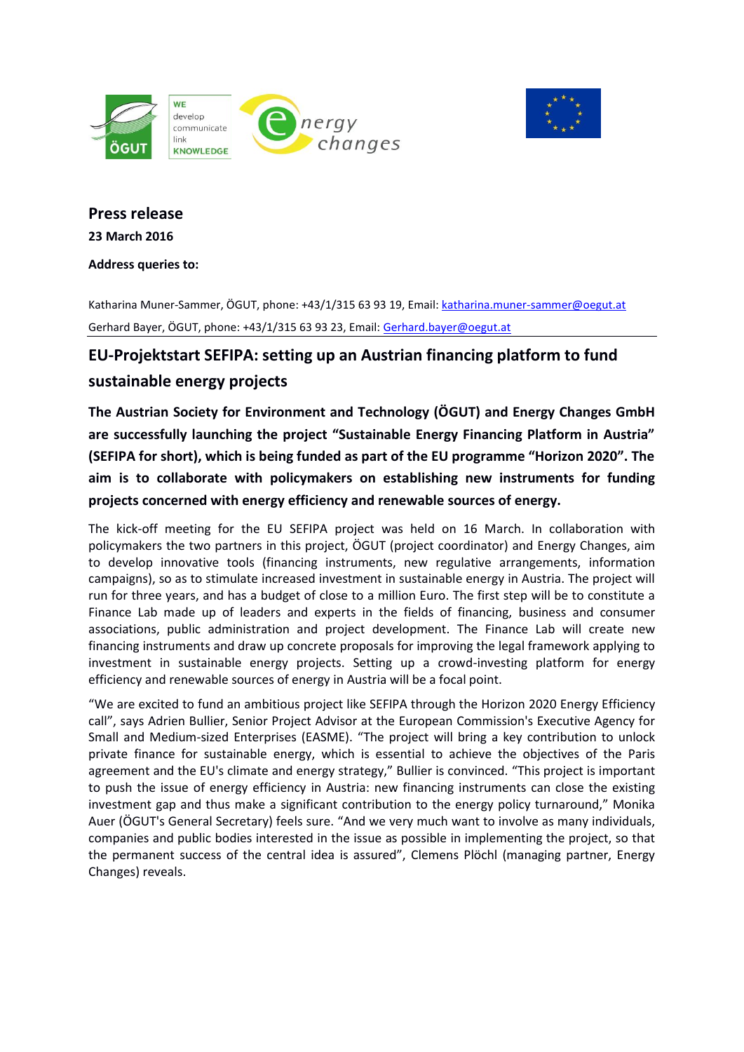## Press release

**23 March 2016**

**Address queries to:**

Katharina Muner-Sammer, ÖGUT, phone: +43/1/315 63 93 19, Email: katharina.muner-sammer@oegut.at

Gerhard Bayer, ÖGUT, phone: +43/1/315 63 93 23, Email: Gerhard.bayer@oegut.at

# EU-Projektstart SEFIPA: setting up an Austrian financing platform to fund sustainable energy projects

**The Austrian Society for Environment and Technology (ÖGUT) and Energy Changes GmbH are successfully launching the project "Sustainable Energy Financing Platform in Austria" (SEFIPA for short), which is being funded as part of the EU programme "Horizon 2020". The aim is to collaborate with policymakers on establishing new instruments for funding projects concerned with energy efficiency and renewable sources of energy.**

The kick-off meeting for the EU SEFIPA project was held on 16 March. In collaboration with policymakers the two partners in this project, ÖGUT (project coordinator) and Energy Changes, aim to develop innovative tools (financing instruments, new regulative arrangements, information campaigns), so as to stimulate increased investment in sustainable energy in Austria. The project will run for three years, and has a budget of close to a million Euro. The first step will be to constitute a Finance Lab made up of leaders and experts in the fields of financing, business and consumer associations, public administration and project development. The Finance Lab will create new financing instruments and draw up concrete proposals for improving the legal framework applying to investment in sustainable energy projects. Setting up a crowd-investing platform for energy efficiency and renewable sources of energy in Austria will be a focal point.

"We are excited to fund an ambitious project like SEFIPA through the Horizon 2020 Energy Efficiency call", says Adrien Bullier, Senior Project Advisor at the European Commission's Executive Agency for Small and Medium-sized Enterprises (EASME). "The project will bring a key contribution to unlock private finance for sustainable energy, which is essential to achieve the objectives of the Paris agreement and the EU's climate and energy strategy," Bullier is convinced. "This project is important to push the issue of energy efficiency in Austria: new financing instruments can close the existing investment gap and thus make a significant contribution to the energy policy turnaround," Monika Auer (ÖGUT's General Secretary) feels sure. "And we very much want to involve as many individuals, companies and public bodies interested in the issue as possible in implementing the project, so that the permanent success of the central idea is assured", Clemens Plöchl (managing partner, Energy Changes) reveals.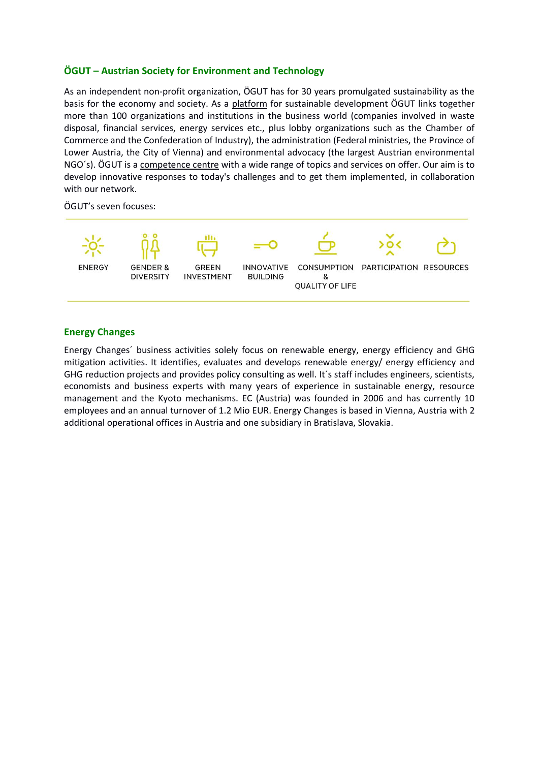## ÖGUT – Austrian Society for Environment and Technology

As an independent non-profit organization, ÖGUT has for 30 years promulgated sustainability as the basis for the economy and society. As a platform for sustainable development ÖGUT links together more than 100 organizations and institutions in the business world (companies involved in waste disposal, financial services, energy services etc., plus lobby organizations such as the Chamber of Commerce and the Confederation of Industry), the administration (Federal ministries, the Province of Lower Austria, the City of Vienna) and environmental advocacy (the largest Austrian environmental NGO´s). ÖGUT is a competence centre with a wide range of topics and services on offer. Our aim is to develop innovative responses to today's challenges and to get them implemented, in collaboration with our network.

ÖGUT's seven focuses:

ENERGY

GENDER & DIVERSITY

GREEN INVESTMENT

INNOVATIVE BUILDING

CONSUMPTION & QUALITY OF LIFE

PARTICIPATION

RESOURCES

## Energy Changes

Energy Changes´ business activities solely focus on renewable energy, energy efficiency and GHG mitigation activities. It identifies, evaluates and develops renewable energy/ energy efficiency and GHG reduction projects and provides policy consulting as well. It´s staff includes engineers, scientists, economists and business experts with many years of experience in sustainable energy, resource management and the Kyoto mechanisms. EC (Austria) was founded in 2006 and has currently 10 employees and an annual turnover of 1.2 Mio EUR. Energy Changes is based in Vienna, Austria with 2 additional operational offices in Austria and one subsidiary in Bratislava, Slovakia.